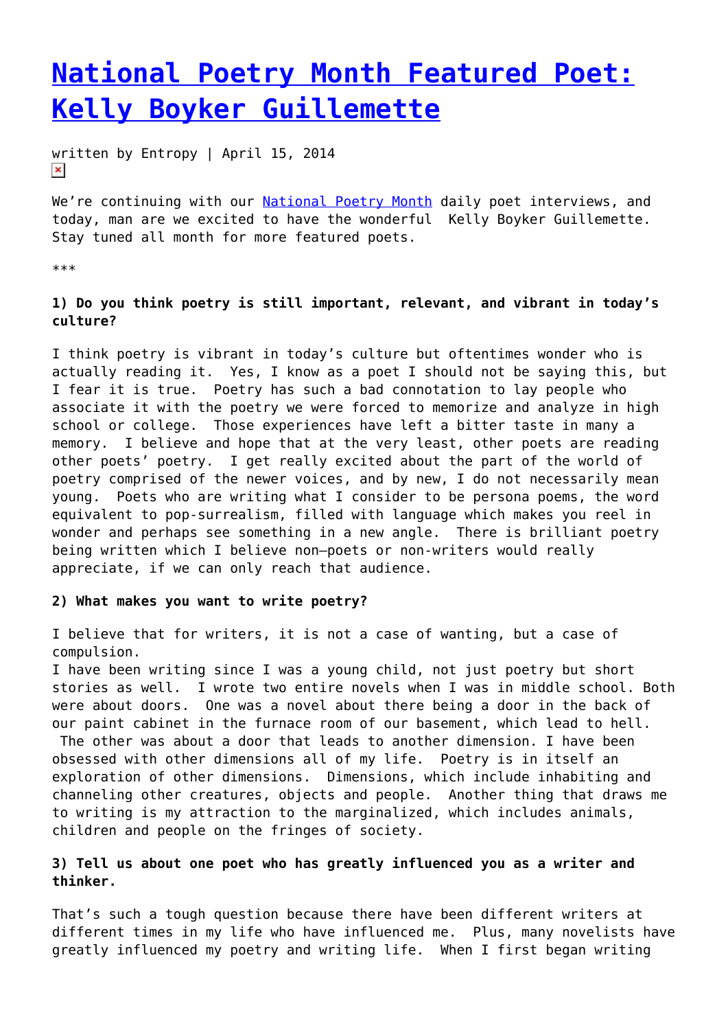# National Poetry Month Featured Poet: Kelly Boyker Guillemette

written by Entropy | April 15, 2014

We're continuing with our National Poetry Month daily poet interviews, and today, man are we excited to have the wonderful Kelly Boyker Guillemette. Stay tuned all month for more featured poets.

\*\*\*

**1) Do you think poetry is still important, relevant, and vibrant in today's culture?**

I think poetry is vibrant in today's culture but oftentimes wonder who is actually reading it. Yes, I know as a poet I should not be saying this, but I fear it is true. Poetry has such a bad connotation to lay people who associate it with the poetry we were forced to memorize and analyze in high school or college. Those experiences have left a bitter taste in many a memory. I believe and hope that at the very least, other poets are reading other poets' poetry. I get really excited about the part of the world of poetry comprised of the newer voices, and by new, I do not necessarily mean young. Poets who are writing what I consider to be persona poems, the word equivalent to pop-surrealism, filled with language which makes you reel in wonder and perhaps see something in a new angle. There is brilliant poetry being written which I believe non–poets or non-writers would really appreciate, if we can only reach that audience.

**2) What makes you want to write poetry?**

I believe that for writers, it is not a case of wanting, but a case of compulsion.
I have been writing since I was a young child, not just poetry but short stories as well. I wrote two entire novels when I was in middle school. Both were about doors. One was a novel about there being a door in the back of our paint cabinet in the furnace room of our basement, which lead to hell. The other was about a door that leads to another dimension. I have been obsessed with other dimensions all of my life. Poetry is in itself an exploration of other dimensions. Dimensions, which include inhabiting and channeling other creatures, objects and people. Another thing that draws me to writing is my attraction to the marginalized, which includes animals, children and people on the fringes of society.

**3) Tell us about one poet who has greatly influenced you as a writer and thinker.**

That's such a tough question because there have been different writers at different times in my life who have influenced me. Plus, many novelists have greatly influenced my poetry and writing life. When I first began writing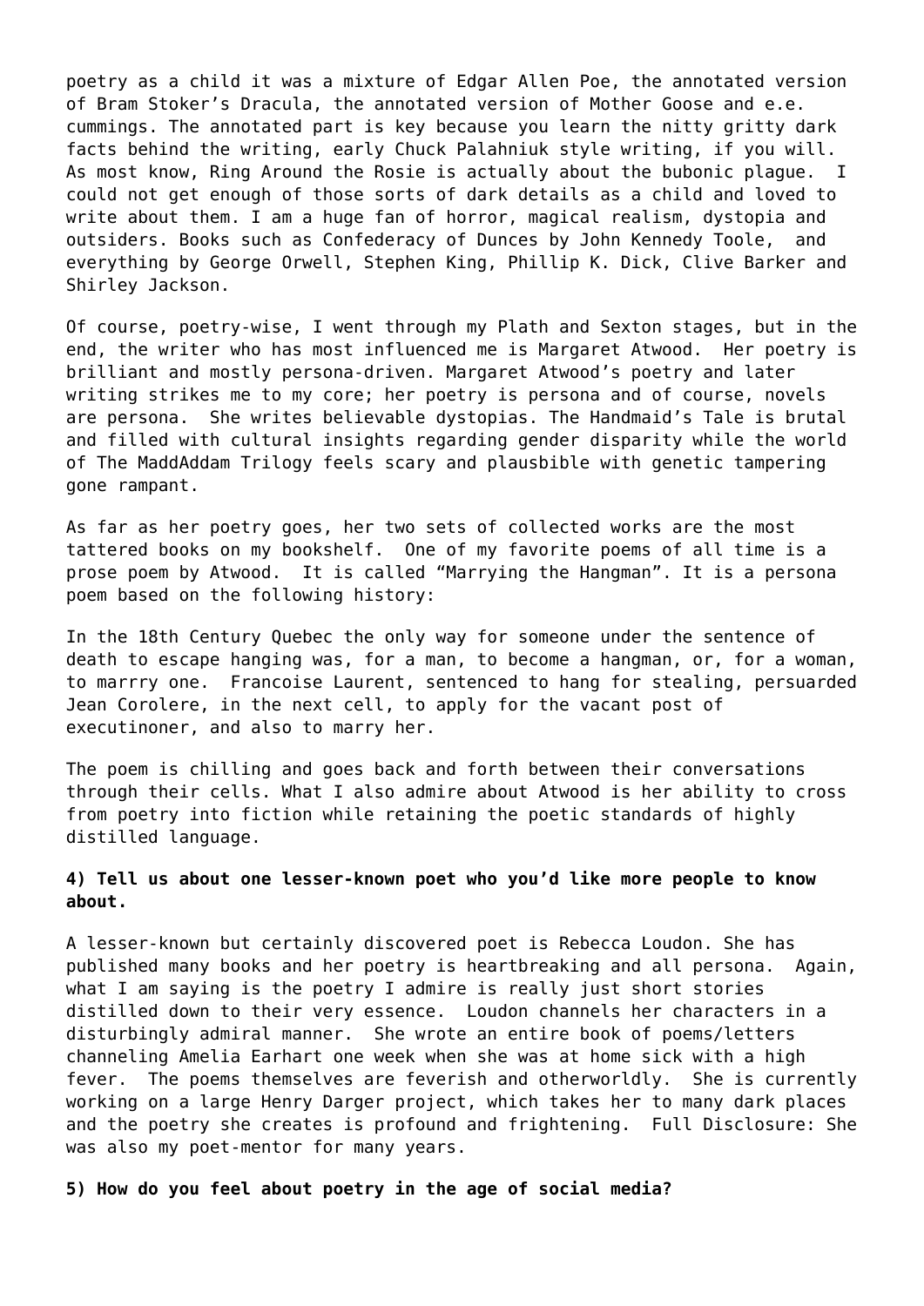poetry as a child it was a mixture of Edgar Allen Poe, the annotated version of Bram Stoker's Dracula, the annotated version of Mother Goose and e.e. cummings. The annotated part is key because you learn the nitty gritty dark facts behind the writing, early Chuck Palahniuk style writing, if you will. As most know, Ring Around the Rosie is actually about the bubonic plague. I could not get enough of those sorts of dark details as a child and loved to write about them. I am a huge fan of horror, magical realism, dystopia and outsiders. Books such as Confederacy of Dunces by John Kennedy Toole, and everything by George Orwell, Stephen King, Phillip K. Dick, Clive Barker and Shirley Jackson.

Of course, poetry-wise, I went through my Plath and Sexton stages, but in the end, the writer who has most influenced me is Margaret Atwood. Her poetry is brilliant and mostly persona-driven. Margaret Atwood's poetry and later writing strikes me to my core; her poetry is persona and of course, novels are persona. She writes believable dystopias. The Handmaid's Tale is brutal and filled with cultural insights regarding gender disparity while the world of The MaddAddam Trilogy feels scary and plausbible with genetic tampering gone rampant.

As far as her poetry goes, her two sets of collected works are the most tattered books on my bookshelf. One of my favorite poems of all time is a prose poem by Atwood. It is called "Marrying the Hangman". It is a persona poem based on the following history:

In the 18th Century Quebec the only way for someone under the sentence of death to escape hanging was, for a man, to become a hangman, or, for a woman, to marrry one. Francoise Laurent, sentenced to hang for stealing, persuarded Jean Corolere, in the next cell, to apply for the vacant post of executinoner, and also to marry her.

The poem is chilling and goes back and forth between their conversations through their cells. What I also admire about Atwood is her ability to cross from poetry into fiction while retaining the poetic standards of highly distilled language.

**4) Tell us about one lesser-known poet who you'd like more people to know about.**

A lesser-known but certainly discovered poet is Rebecca Loudon. She has published many books and her poetry is heartbreaking and all persona. Again, what I am saying is the poetry I admire is really just short stories distilled down to their very essence. Loudon channels her characters in a disturbingly admiral manner. She wrote an entire book of poems/letters channeling Amelia Earhart one week when she was at home sick with a high fever. The poems themselves are feverish and otherworldly. She is currently working on a large Henry Darger project, which takes her to many dark places and the poetry she creates is profound and frightening. Full Disclosure: She was also my poet-mentor for many years.

**5) How do you feel about poetry in the age of social media?**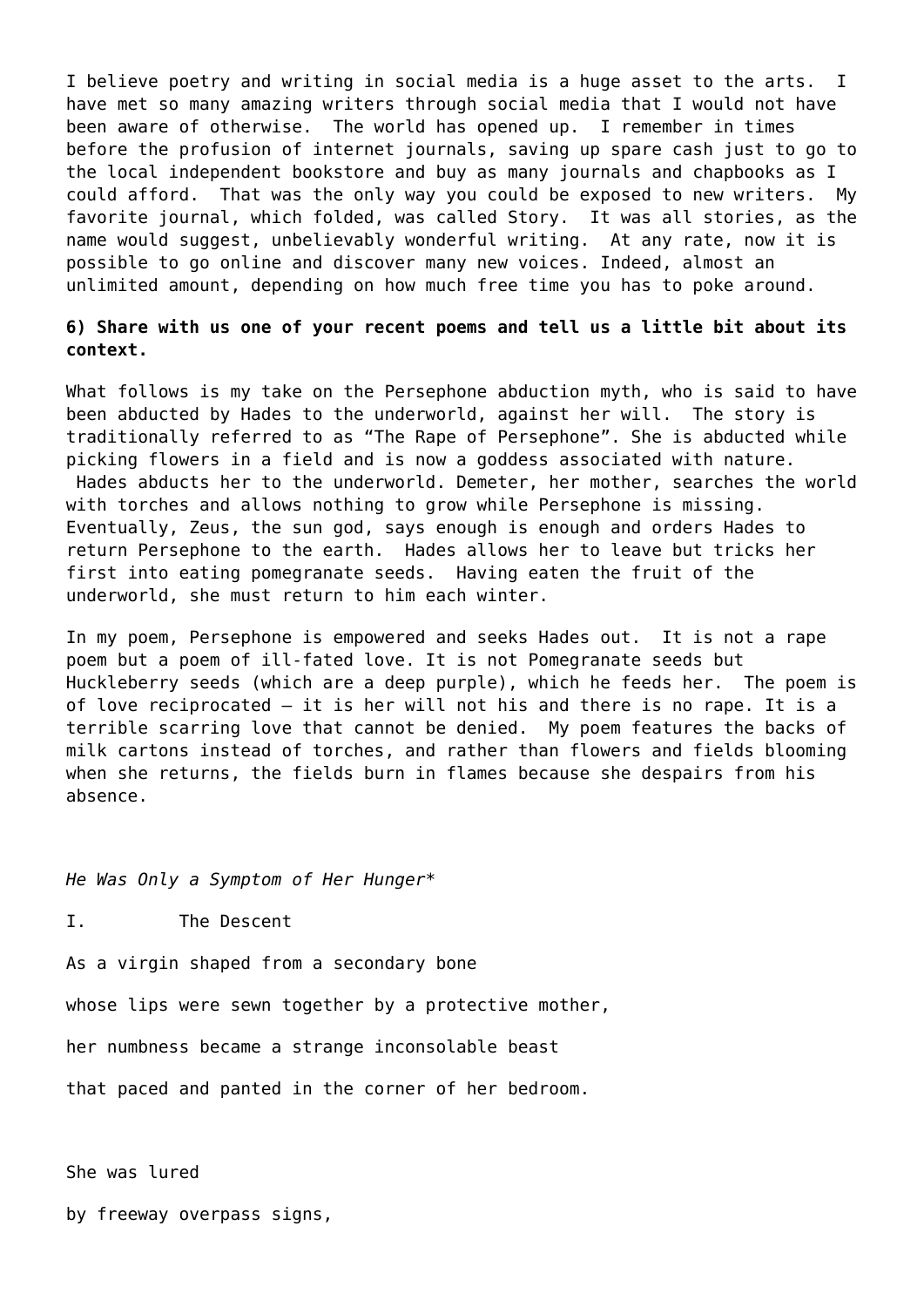I believe poetry and writing in social media is a huge asset to the arts. I have met so many amazing writers through social media that I would not have been aware of otherwise. The world has opened up. I remember in times before the profusion of internet journals, saving up spare cash just to go to the local independent bookstore and buy as many journals and chapbooks as I could afford. That was the only way you could be exposed to new writers. My favorite journal, which folded, was called Story. It was all stories, as the name would suggest, unbelievably wonderful writing. At any rate, now it is possible to go online and discover many new voices. Indeed, almost an unlimited amount, depending on how much free time you has to poke around.

**6) Share with us one of your recent poems and tell us a little bit about its context.**

What follows is my take on the Persephone abduction myth, who is said to have been abducted by Hades to the underworld, against her will. The story is traditionally referred to as "The Rape of Persephone". She is abducted while picking flowers in a field and is now a goddess associated with nature. Hades abducts her to the underworld. Demeter, her mother, searches the world with torches and allows nothing to grow while Persephone is missing. Eventually, Zeus, the sun god, says enough is enough and orders Hades to return Persephone to the earth. Hades allows her to leave but tricks her first into eating pomegranate seeds. Having eaten the fruit of the underworld, she must return to him each winter.

In my poem, Persephone is empowered and seeks Hades out. It is not a rape poem but a poem of ill-fated love. It is not Pomegranate seeds but Huckleberry seeds (which are a deep purple), which he feeds her. The poem is of love reciprocated – it is her will not his and there is no rape. It is a terrible scarring love that cannot be denied. My poem features the backs of milk cartons instead of torches, and rather than flowers and fields blooming when she returns, the fields burn in flames because she despairs from his absence.

*He Was Only a Symptom of Her Hunger**

I. The Descent

As a virgin shaped from a secondary bone

whose lips were sewn together by a protective mother,

her numbness became a strange inconsolable beast

that paced and panted in the corner of her bedroom.

She was lured

by freeway overpass signs,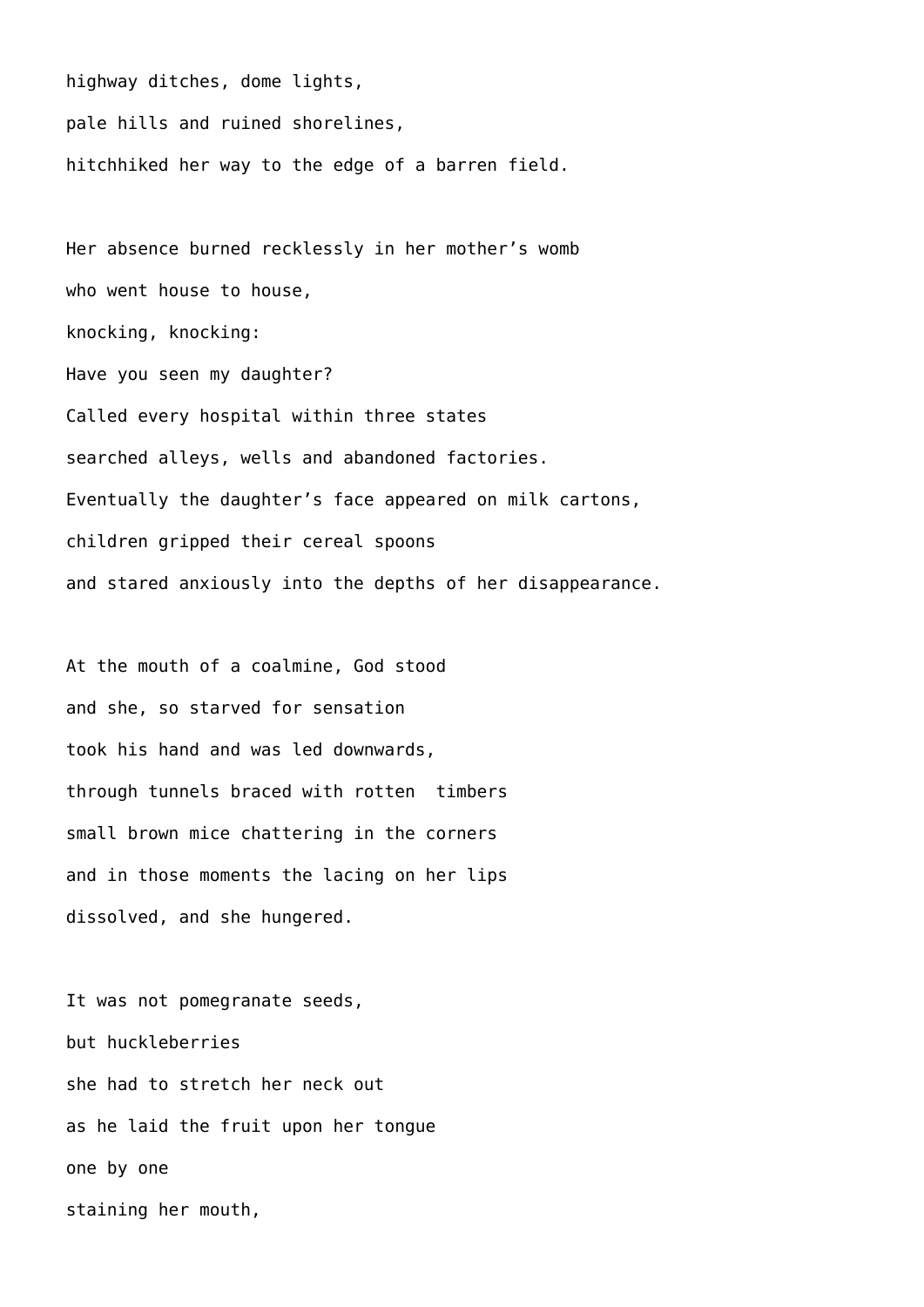highway ditches, dome lights,
pale hills and ruined shorelines,
hitchhiked her way to the edge of a barren field.

Her absence burned recklessly in her mother's womb
who went house to house,
knocking, knocking:
Have you seen my daughter?
Called every hospital within three states
searched alleys, wells and abandoned factories.
Eventually the daughter's face appeared on milk cartons,
children gripped their cereal spoons
and stared anxiously into the depths of her disappearance.

At the mouth of a coalmine, God stood
and she, so starved for sensation
took his hand and was led downwards,
through tunnels braced with rotten timbers
small brown mice chattering in the corners
and in those moments the lacing on her lips
dissolved, and she hungered.

It was not pomegranate seeds,
but huckleberries
she had to stretch her neck out
as he laid the fruit upon her tongue
one by one
staining her mouth,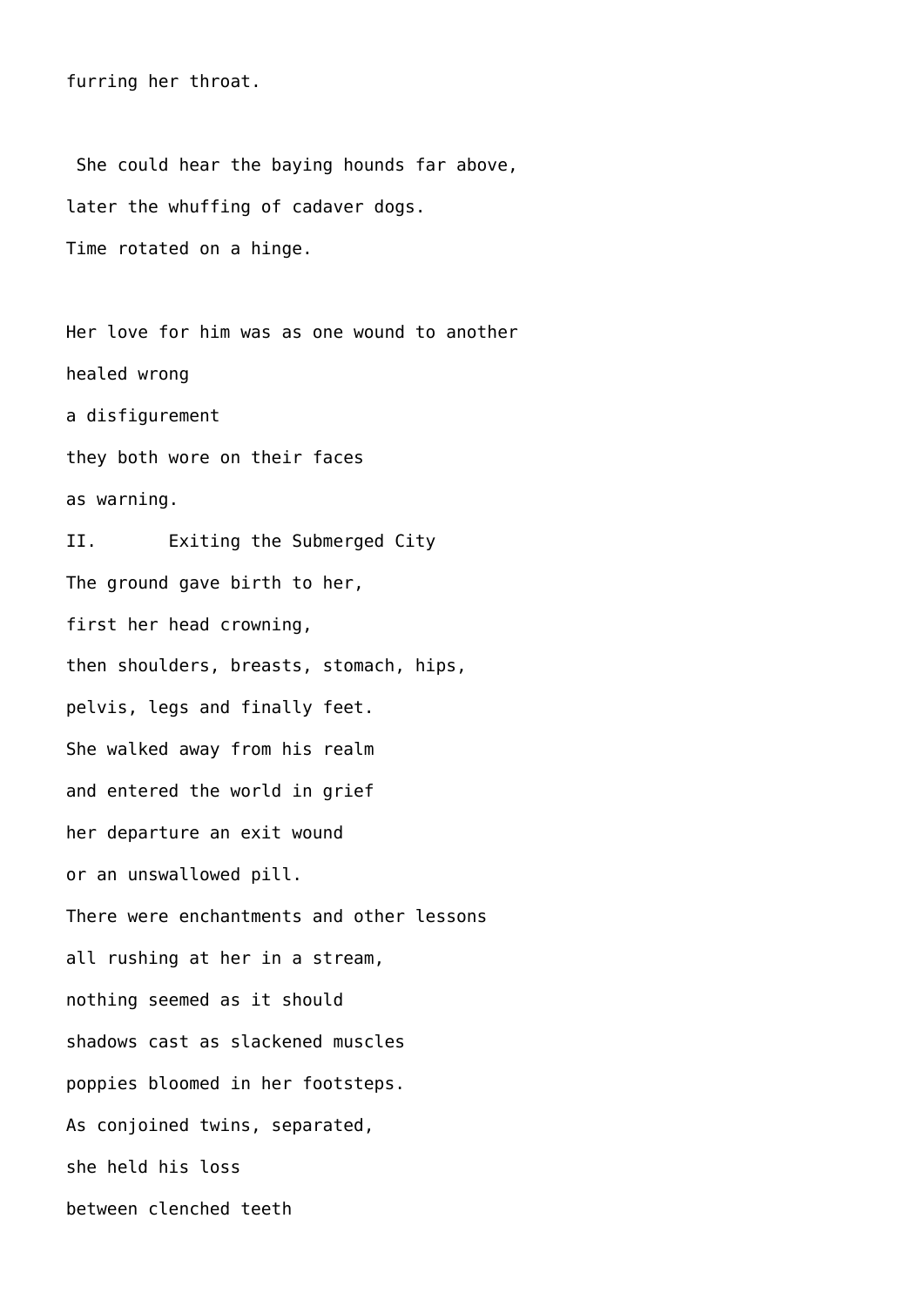furring her throat.

She could hear the baying hounds far above,  
later the whuffing of cadaver dogs.  
Time rotated on a hinge.

Her love for him was as one wound to another  
healed wrong  
a disfigurement  
they both wore on their faces  
as warning.

## II. Exiting the Submerged City

The ground gave birth to her,  
first her head crowning,  
then shoulders, breasts, stomach, hips,  
pelvis, legs and finally feet.  
She walked away from his realm  
and entered the world in grief  
her departure an exit wound  
or an unswallowed pill.  
There were enchantments and other lessons  
all rushing at her in a stream,  
nothing seemed as it should  
shadows cast as slackened muscles  
poppies bloomed in her footsteps.  
As conjoined twins, separated,  
she held his loss  
between clenched teeth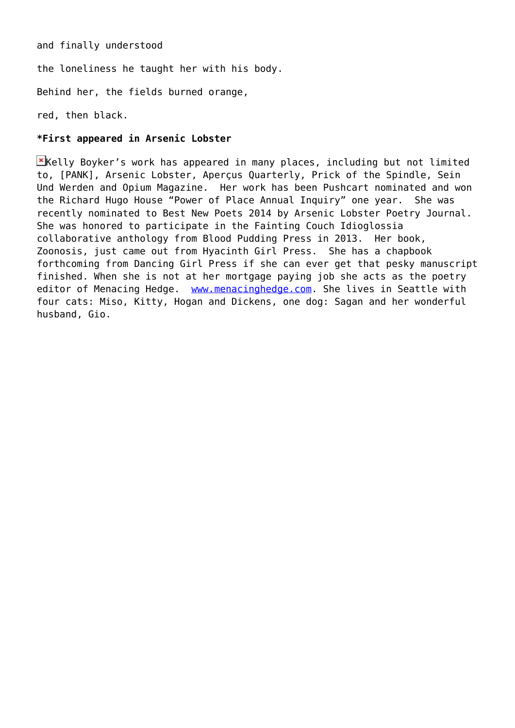and finally understood

the loneliness he taught her with his body.

Behind her, the fields burned orange,

red, then black.

***First appeared in Arsenic Lobster**

Kelly Boyker's work has appeared in many places, including but not limited to, [PANK], Arsenic Lobster, Aperçus Quarterly, Prick of the Spindle, Sein Und Werden and Opium Magazine. Her work has been Pushcart nominated and won the Richard Hugo House "Power of Place Annual Inquiry" one year. She was recently nominated to Best New Poets 2014 by Arsenic Lobster Poetry Journal. She was honored to participate in the Fainting Couch Idioglossia collaborative anthology from Blood Pudding Press in 2013. Her book, Zoonosis, just came out from Hyacinth Girl Press. She has a chapbook forthcoming from Dancing Girl Press if she can ever get that pesky manuscript finished. When she is not at her mortgage paying job she acts as the poetry editor of Menacing Hedge. [www.menacinghedge.com](http://www.menacinghedge.com). She lives in Seattle with four cats: Miso, Kitty, Hogan and Dickens, one dog: Sagan and her wonderful husband, Gio.